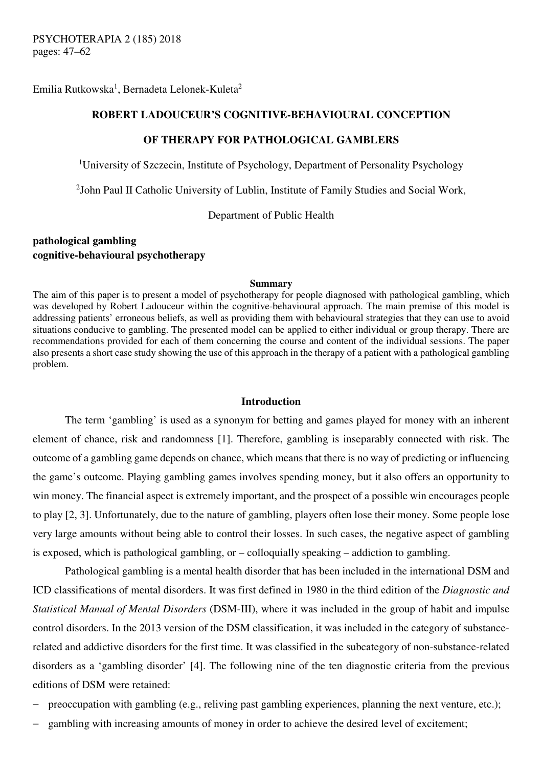Emilia Rutkowska[1], Bernadeta Lelonek-Kuleta[2]

# ROBERT LADOUCEUR'S COGNITIVE-BEHAVIOURAL CONCEPTION OF THERAPY FOR PATHOLOGICAL GAMBLERS

[1]University of Szczecin, Institute of Psychology, Department of Personality Psychology

[2]John Paul II Catholic University of Lublin, Institute of Family Studies and Social Work, Department of Public Health

**pathological gambling**
**cognitive-behavioural psychotherapy**

### Summary

The aim of this paper is to present a model of psychotherapy for people diagnosed with pathological gambling, which was developed by Robert Ladouceur within the cognitive-behavioural approach. The main premise of this model is addressing patients' erroneous beliefs, as well as providing them with behavioural strategies that they can use to avoid situations conducive to gambling. The presented model can be applied to either individual or group therapy. There are recommendations provided for each of them concerning the course and content of the individual sessions. The paper also presents a short case study showing the use of this approach in the therapy of a patient with a pathological gambling problem.

## Introduction

The term 'gambling' is used as a synonym for betting and games played for money with an inherent element of chance, risk and randomness [1]. Therefore, gambling is inseparably connected with risk. The outcome of a gambling game depends on chance, which means that there is no way of predicting or influencing the game's outcome. Playing gambling games involves spending money, but it also offers an opportunity to win money. The financial aspect is extremely important, and the prospect of a possible win encourages people to play [2, 3]. Unfortunately, due to the nature of gambling, players often lose their money. Some people lose very large amounts without being able to control their losses. In such cases, the negative aspect of gambling is exposed, which is pathological gambling, or – colloquially speaking – addiction to gambling.

Pathological gambling is a mental health disorder that has been included in the international DSM and ICD classifications of mental disorders. It was first defined in 1980 in the third edition of the *Diagnostic and Statistical Manual of Mental Disorders* (DSM-III), where it was included in the group of habit and impulse control disorders. In the 2013 version of the DSM classification, it was included in the category of substance-related and addictive disorders for the first time. It was classified in the subcategory of non-substance-related disorders as a 'gambling disorder' [4]. The following nine of the ten diagnostic criteria from the previous editions of DSM were retained:

- preoccupation with gambling (e.g., reliving past gambling experiences, planning the next venture, etc.);
- gambling with increasing amounts of money in order to achieve the desired level of excitement;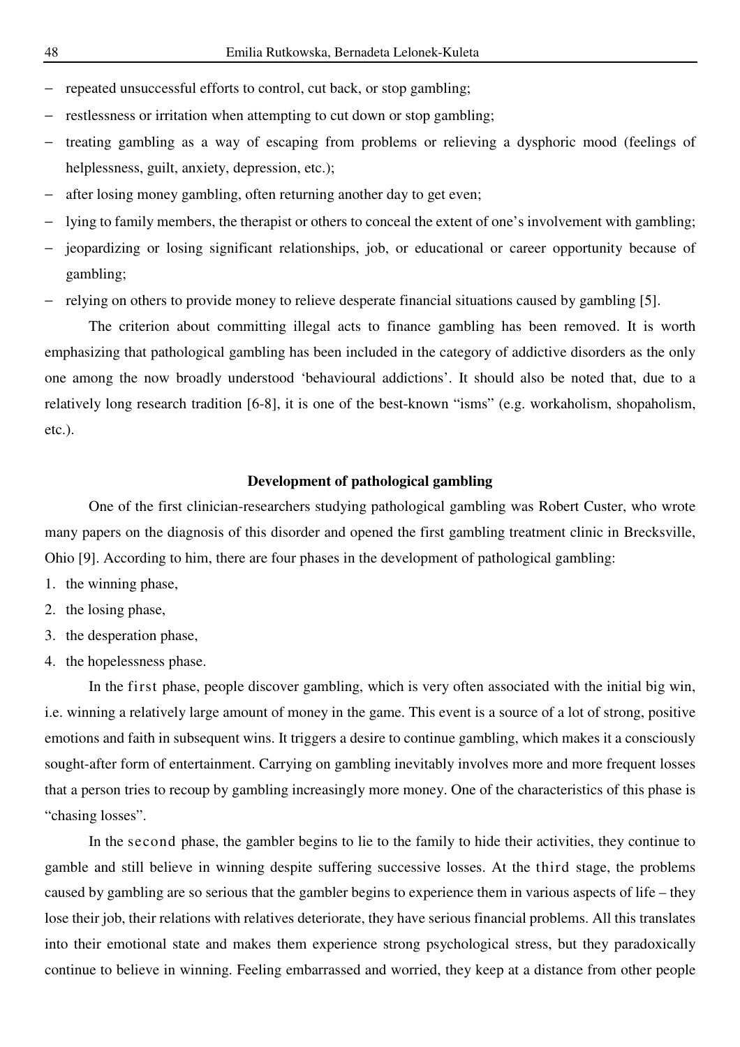- repeated unsuccessful efforts to control, cut back, or stop gambling;
- restlessness or irritation when attempting to cut down or stop gambling;
- treating gambling as a way of escaping from problems or relieving a dysphoric mood (feelings of helplessness, guilt, anxiety, depression, etc.);
- after losing money gambling, often returning another day to get even;
- lying to family members, the therapist or others to conceal the extent of one's involvement with gambling;
- jeopardizing or losing significant relationships, job, or educational or career opportunity because of gambling;
- relying on others to provide money to relieve desperate financial situations caused by gambling [5].

The criterion about committing illegal acts to finance gambling has been removed. It is worth emphasizing that pathological gambling has been included in the category of addictive disorders as the only one among the now broadly understood 'behavioural addictions'. It should also be noted that, due to a relatively long research tradition [6-8], it is one of the best-known "isms" (e.g. workaholism, shopaholism, etc.).

## Development of pathological gambling

One of the first clinician-researchers studying pathological gambling was Robert Custer, who wrote many papers on the diagnosis of this disorder and opened the first gambling treatment clinic in Brecksville, Ohio [9]. According to him, there are four phases in the development of pathological gambling:

1. the winning phase,
2. the losing phase,
3. the desperation phase,
4. the hopelessness phase.

In the first phase, people discover gambling, which is very often associated with the initial big win, i.e. winning a relatively large amount of money in the game. This event is a source of a lot of strong, positive emotions and faith in subsequent wins. It triggers a desire to continue gambling, which makes it a consciously sought-after form of entertainment. Carrying on gambling inevitably involves more and more frequent losses that a person tries to recoup by gambling increasingly more money. One of the characteristics of this phase is "chasing losses".

In the second phase, the gambler begins to lie to the family to hide their activities, they continue to gamble and still believe in winning despite suffering successive losses. At the third stage, the problems caused by gambling are so serious that the gambler begins to experience them in various aspects of life – they lose their job, their relations with relatives deteriorate, they have serious financial problems. All this translates into their emotional state and makes them experience strong psychological stress, but they paradoxically continue to believe in winning. Feeling embarrassed and worried, they keep at a distance from other people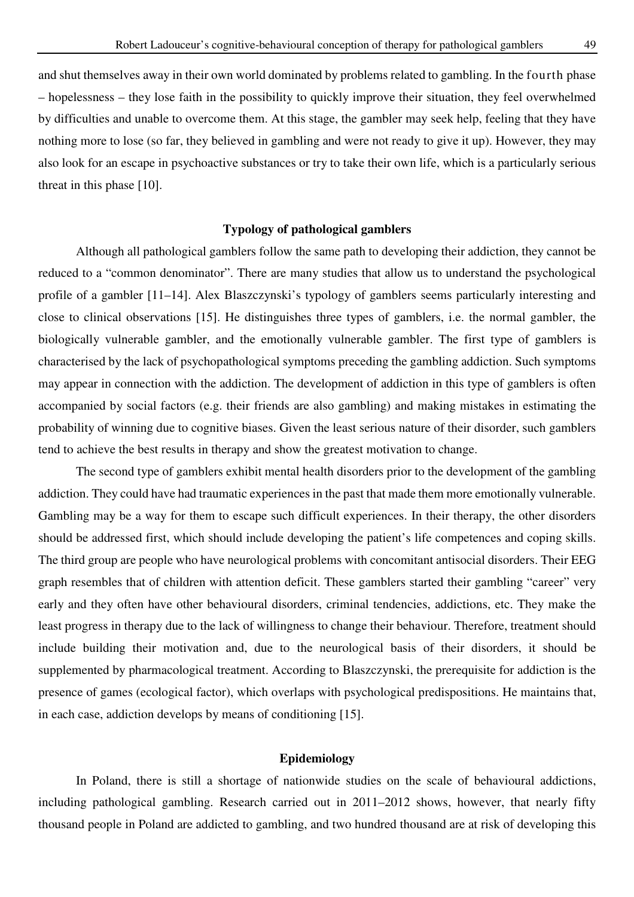and shut themselves away in their own world dominated by problems related to gambling. In the fourth phase – hopelessness – they lose faith in the possibility to quickly improve their situation, they feel overwhelmed by difficulties and unable to overcome them. At this stage, the gambler may seek help, feeling that they have nothing more to lose (so far, they believed in gambling and were not ready to give it up). However, they may also look for an escape in psychoactive substances or try to take their own life, which is a particularly serious threat in this phase [10].

## Typology of pathological gamblers

Although all pathological gamblers follow the same path to developing their addiction, they cannot be reduced to a "common denominator". There are many studies that allow us to understand the psychological profile of a gambler [11–14]. Alex Blaszczynski's typology of gamblers seems particularly interesting and close to clinical observations [15]. He distinguishes three types of gamblers, i.e. the normal gambler, the biologically vulnerable gambler, and the emotionally vulnerable gambler. The first type of gamblers is characterised by the lack of psychopathological symptoms preceding the gambling addiction. Such symptoms may appear in connection with the addiction. The development of addiction in this type of gamblers is often accompanied by social factors (e.g. their friends are also gambling) and making mistakes in estimating the probability of winning due to cognitive biases. Given the least serious nature of their disorder, such gamblers tend to achieve the best results in therapy and show the greatest motivation to change.

The second type of gamblers exhibit mental health disorders prior to the development of the gambling addiction. They could have had traumatic experiences in the past that made them more emotionally vulnerable. Gambling may be a way for them to escape such difficult experiences. In their therapy, the other disorders should be addressed first, which should include developing the patient's life competences and coping skills. The third group are people who have neurological problems with concomitant antisocial disorders. Their EEG graph resembles that of children with attention deficit. These gamblers started their gambling "career" very early and they often have other behavioural disorders, criminal tendencies, addictions, etc. They make the least progress in therapy due to the lack of willingness to change their behaviour. Therefore, treatment should include building their motivation and, due to the neurological basis of their disorders, it should be supplemented by pharmacological treatment. According to Blaszczynski, the prerequisite for addiction is the presence of games (ecological factor), which overlaps with psychological predispositions. He maintains that, in each case, addiction develops by means of conditioning [15].

## Epidemiology

In Poland, there is still a shortage of nationwide studies on the scale of behavioural addictions, including pathological gambling. Research carried out in 2011–2012 shows, however, that nearly fifty thousand people in Poland are addicted to gambling, and two hundred thousand are at risk of developing this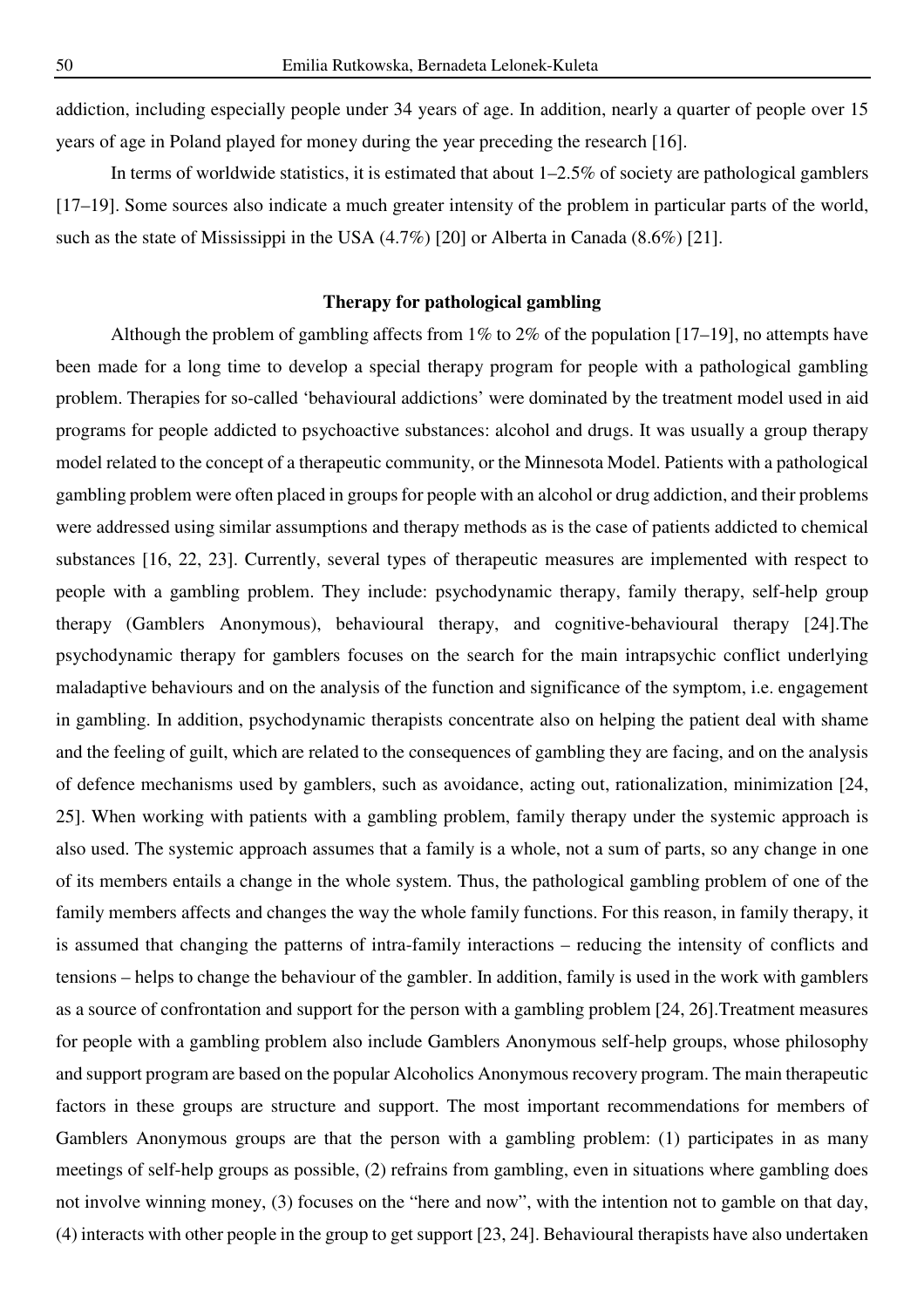addiction, including especially people under 34 years of age. In addition, nearly a quarter of people over 15 years of age in Poland played for money during the year preceding the research [16].

In terms of worldwide statistics, it is estimated that about 1–2.5% of society are pathological gamblers [17–19]. Some sources also indicate a much greater intensity of the problem in particular parts of the world, such as the state of Mississippi in the USA (4.7%) [20] or Alberta in Canada (8.6%) [21].

## Therapy for pathological gambling

Although the problem of gambling affects from 1% to 2% of the population [17–19], no attempts have been made for a long time to develop a special therapy program for people with a pathological gambling problem. Therapies for so-called 'behavioural addictions' were dominated by the treatment model used in aid programs for people addicted to psychoactive substances: alcohol and drugs. It was usually a group therapy model related to the concept of a therapeutic community, or the Minnesota Model. Patients with a pathological gambling problem were often placed in groups for people with an alcohol or drug addiction, and their problems were addressed using similar assumptions and therapy methods as is the case of patients addicted to chemical substances [16, 22, 23]. Currently, several types of therapeutic measures are implemented with respect to people with a gambling problem. They include: psychodynamic therapy, family therapy, self-help group therapy (Gamblers Anonymous), behavioural therapy, and cognitive-behavioural therapy [24].The psychodynamic therapy for gamblers focuses on the search for the main intrapsychic conflict underlying maladaptive behaviours and on the analysis of the function and significance of the symptom, i.e. engagement in gambling. In addition, psychodynamic therapists concentrate also on helping the patient deal with shame and the feeling of guilt, which are related to the consequences of gambling they are facing, and on the analysis of defence mechanisms used by gamblers, such as avoidance, acting out, rationalization, minimization [24, 25]. When working with patients with a gambling problem, family therapy under the systemic approach is also used. The systemic approach assumes that a family is a whole, not a sum of parts, so any change in one of its members entails a change in the whole system. Thus, the pathological gambling problem of one of the family members affects and changes the way the whole family functions. For this reason, in family therapy, it is assumed that changing the patterns of intra-family interactions – reducing the intensity of conflicts and tensions – helps to change the behaviour of the gambler. In addition, family is used in the work with gamblers as a source of confrontation and support for the person with a gambling problem [24, 26].Treatment measures for people with a gambling problem also include Gamblers Anonymous self-help groups, whose philosophy and support program are based on the popular Alcoholics Anonymous recovery program. The main therapeutic factors in these groups are structure and support. The most important recommendations for members of Gamblers Anonymous groups are that the person with a gambling problem: (1) participates in as many meetings of self-help groups as possible, (2) refrains from gambling, even in situations where gambling does not involve winning money, (3) focuses on the "here and now", with the intention not to gamble on that day, (4) interacts with other people in the group to get support [23, 24]. Behavioural therapists have also undertaken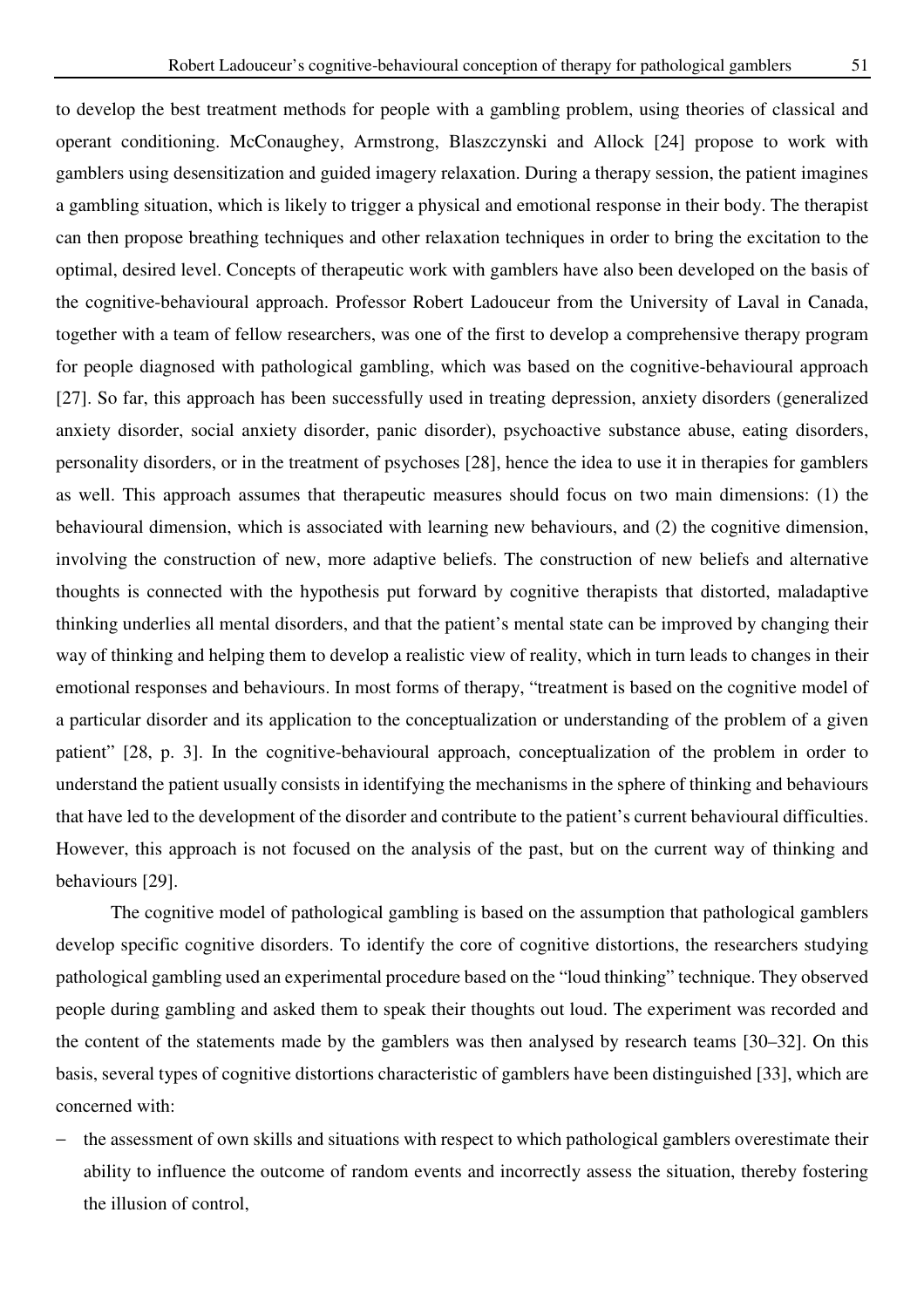to develop the best treatment methods for people with a gambling problem, using theories of classical and operant conditioning. McConaughey, Armstrong, Blaszczynski and Allock [24] propose to work with gamblers using desensitization and guided imagery relaxation. During a therapy session, the patient imagines a gambling situation, which is likely to trigger a physical and emotional response in their body. The therapist can then propose breathing techniques and other relaxation techniques in order to bring the excitation to the optimal, desired level. Concepts of therapeutic work with gamblers have also been developed on the basis of the cognitive-behavioural approach. Professor Robert Ladouceur from the University of Laval in Canada, together with a team of fellow researchers, was one of the first to develop a comprehensive therapy program for people diagnosed with pathological gambling, which was based on the cognitive-behavioural approach [27]. So far, this approach has been successfully used in treating depression, anxiety disorders (generalized anxiety disorder, social anxiety disorder, panic disorder), psychoactive substance abuse, eating disorders, personality disorders, or in the treatment of psychoses [28], hence the idea to use it in therapies for gamblers as well. This approach assumes that therapeutic measures should focus on two main dimensions: (1) the behavioural dimension, which is associated with learning new behaviours, and (2) the cognitive dimension, involving the construction of new, more adaptive beliefs. The construction of new beliefs and alternative thoughts is connected with the hypothesis put forward by cognitive therapists that distorted, maladaptive thinking underlies all mental disorders, and that the patient's mental state can be improved by changing their way of thinking and helping them to develop a realistic view of reality, which in turn leads to changes in their emotional responses and behaviours. In most forms of therapy, "treatment is based on the cognitive model of a particular disorder and its application to the conceptualization or understanding of the problem of a given patient" [28, p. 3]. In the cognitive-behavioural approach, conceptualization of the problem in order to understand the patient usually consists in identifying the mechanisms in the sphere of thinking and behaviours that have led to the development of the disorder and contribute to the patient's current behavioural difficulties. However, this approach is not focused on the analysis of the past, but on the current way of thinking and behaviours [29].

The cognitive model of pathological gambling is based on the assumption that pathological gamblers develop specific cognitive disorders. To identify the core of cognitive distortions, the researchers studying pathological gambling used an experimental procedure based on the "loud thinking" technique. They observed people during gambling and asked them to speak their thoughts out loud. The experiment was recorded and the content of the statements made by the gamblers was then analysed by research teams [30–32]. On this basis, several types of cognitive distortions characteristic of gamblers have been distinguished [33], which are concerned with:

- the assessment of own skills and situations with respect to which pathological gamblers overestimate their ability to influence the outcome of random events and incorrectly assess the situation, thereby fostering the illusion of control,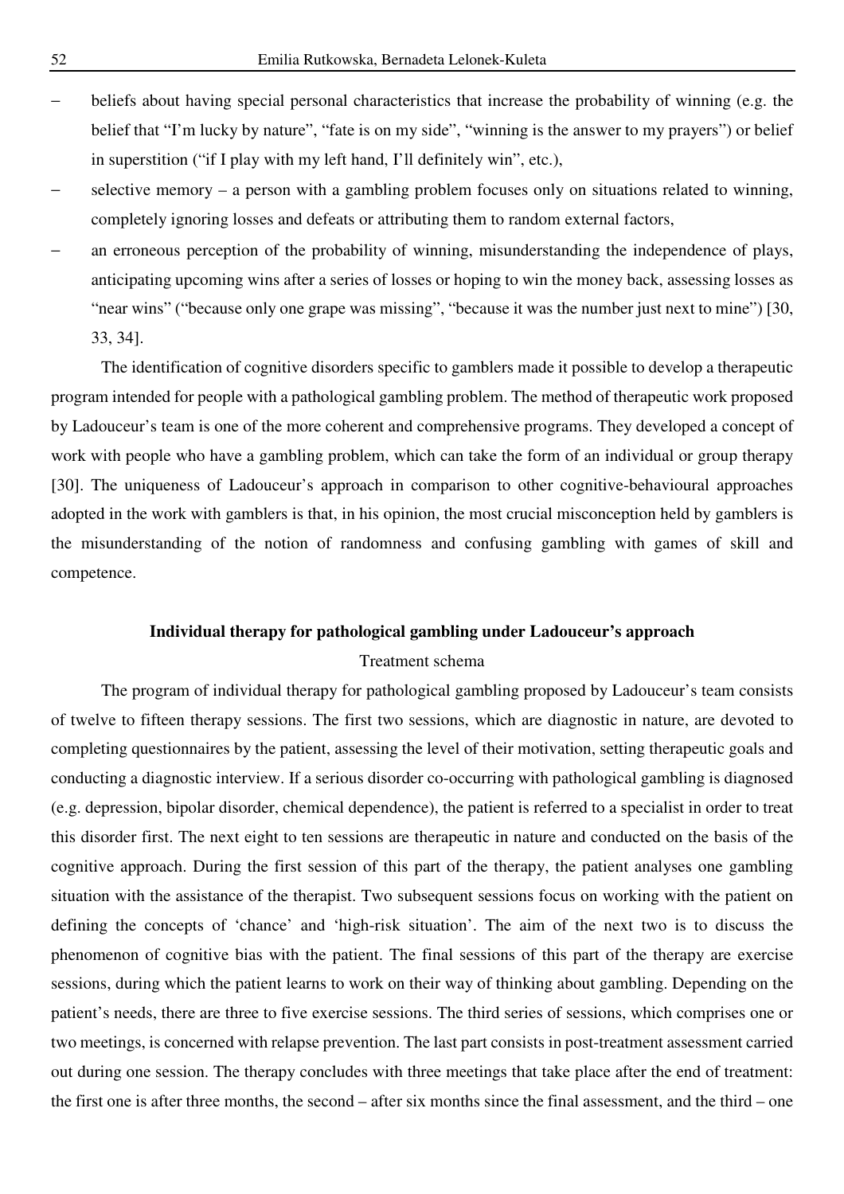- beliefs about having special personal characteristics that increase the probability of winning (e.g. the belief that "I'm lucky by nature", "fate is on my side", "winning is the answer to my prayers") or belief in superstition ("if I play with my left hand, I'll definitely win", etc.),
- selective memory – a person with a gambling problem focuses only on situations related to winning, completely ignoring losses and defeats or attributing them to random external factors,
- an erroneous perception of the probability of winning, misunderstanding the independence of plays, anticipating upcoming wins after a series of losses or hoping to win the money back, assessing losses as "near wins" ("because only one grape was missing", "because it was the number just next to mine") [30, 33, 34].

The identification of cognitive disorders specific to gamblers made it possible to develop a therapeutic program intended for people with a pathological gambling problem. The method of therapeutic work proposed by Ladouceur's team is one of the more coherent and comprehensive programs. They developed a concept of work with people who have a gambling problem, which can take the form of an individual or group therapy [30]. The uniqueness of Ladouceur's approach in comparison to other cognitive-behavioural approaches adopted in the work with gamblers is that, in his opinion, the most crucial misconception held by gamblers is the misunderstanding of the notion of randomness and confusing gambling with games of skill and competence.

## Individual therapy for pathological gambling under Ladouceur's approach

### Treatment schema

The program of individual therapy for pathological gambling proposed by Ladouceur's team consists of twelve to fifteen therapy sessions. The first two sessions, which are diagnostic in nature, are devoted to completing questionnaires by the patient, assessing the level of their motivation, setting therapeutic goals and conducting a diagnostic interview. If a serious disorder co-occurring with pathological gambling is diagnosed (e.g. depression, bipolar disorder, chemical dependence), the patient is referred to a specialist in order to treat this disorder first. The next eight to ten sessions are therapeutic in nature and conducted on the basis of the cognitive approach. During the first session of this part of the therapy, the patient analyses one gambling situation with the assistance of the therapist. Two subsequent sessions focus on working with the patient on defining the concepts of 'chance' and 'high-risk situation'. The aim of the next two is to discuss the phenomenon of cognitive bias with the patient. The final sessions of this part of the therapy are exercise sessions, during which the patient learns to work on their way of thinking about gambling. Depending on the patient's needs, there are three to five exercise sessions. The third series of sessions, which comprises one or two meetings, is concerned with relapse prevention. The last part consists in post-treatment assessment carried out during one session. The therapy concludes with three meetings that take place after the end of treatment: the first one is after three months, the second – after six months since the final assessment, and the third – one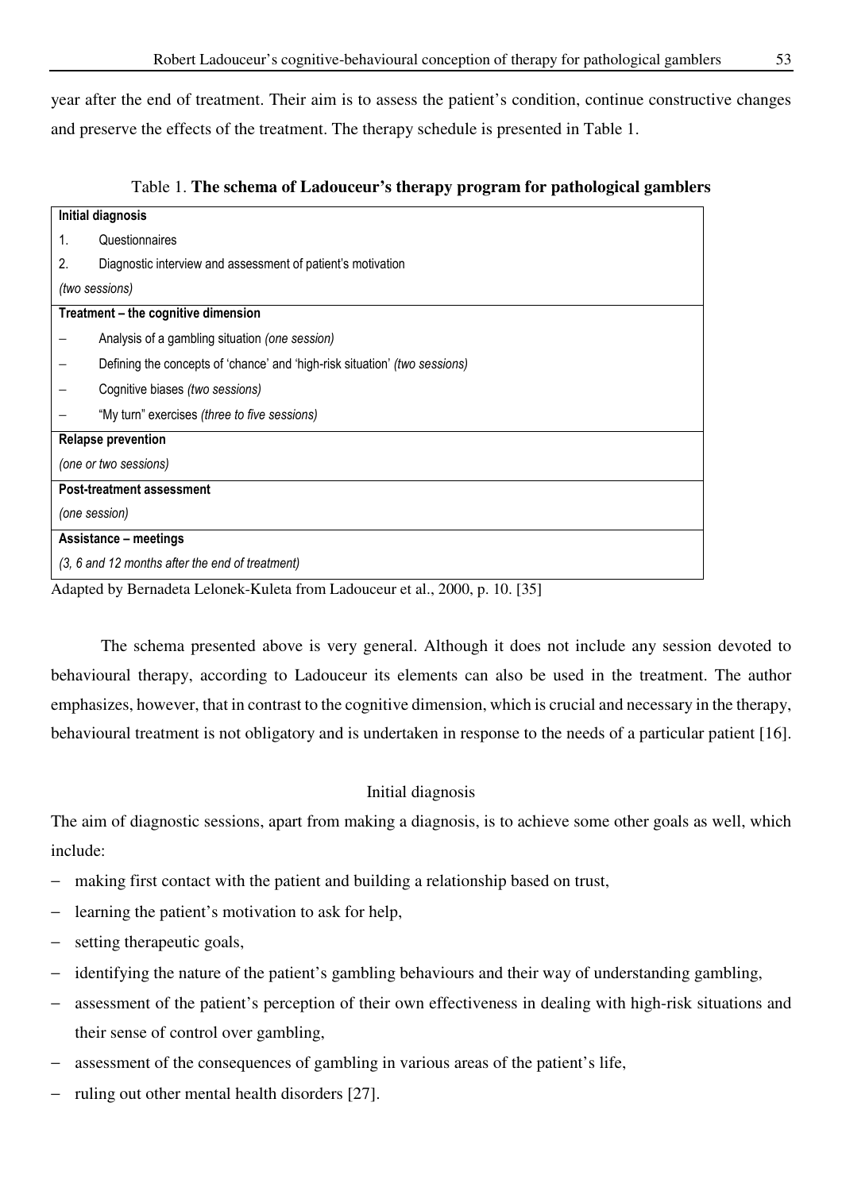year after the end of treatment. Their aim is to assess the patient's condition, continue constructive changes and preserve the effects of the treatment. The therapy schedule is presented in Table 1.

Table 1. **The schema of Ladouceur's therapy program for pathological gamblers**

| **Initial diagnosis** | |
|---|---|
| 1. | Questionnaires |
| 2. | Diagnostic interview and assessment of patient's motivation |
| *(two sessions)* | |
| **Treatment – the cognitive dimension** | |
| – | Analysis of a gambling situation *(one session)* |
| – | Defining the concepts of 'chance' and 'high-risk situation' *(two sessions)* |
| – | Cognitive biases *(two sessions)* |
| – | "My turn" exercises *(three to five sessions)* |
| **Relapse prevention** | |
| *(one or two sessions)* | |
| **Post-treatment assessment** | |
| *(one session)* | |
| **Assistance – meetings** | |
| *(3, 6 and 12 months after the end of treatment)* | |

Adapted by Bernadeta Lelonek-Kuleta from Ladouceur et al., 2000, p. 10. [35]

The schema presented above is very general. Although it does not include any session devoted to behavioural therapy, according to Ladouceur its elements can also be used in the treatment. The author emphasizes, however, that in contrast to the cognitive dimension, which is crucial and necessary in the therapy, behavioural treatment is not obligatory and is undertaken in response to the needs of a particular patient [16].

## Initial diagnosis

The aim of diagnostic sessions, apart from making a diagnosis, is to achieve some other goals as well, which include:

- making first contact with the patient and building a relationship based on trust,
- learning the patient's motivation to ask for help,
- setting therapeutic goals,
- identifying the nature of the patient's gambling behaviours and their way of understanding gambling,
- assessment of the patient's perception of their own effectiveness in dealing with high-risk situations and their sense of control over gambling,
- assessment of the consequences of gambling in various areas of the patient's life,
- ruling out other mental health disorders [27].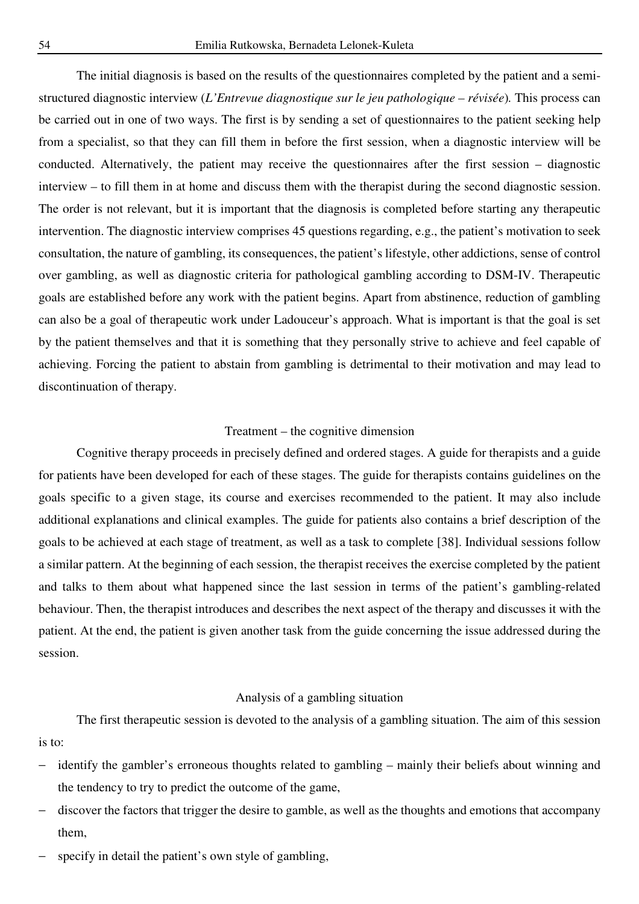The initial diagnosis is based on the results of the questionnaires completed by the patient and a semi-structured diagnostic interview (*L'Entrevue diagnostique sur le jeu pathologique – révisée*). This process can be carried out in one of two ways. The first is by sending a set of questionnaires to the patient seeking help from a specialist, so that they can fill them in before the first session, when a diagnostic interview will be conducted. Alternatively, the patient may receive the questionnaires after the first session – diagnostic interview – to fill them in at home and discuss them with the therapist during the second diagnostic session. The order is not relevant, but it is important that the diagnosis is completed before starting any therapeutic intervention. The diagnostic interview comprises 45 questions regarding, e.g., the patient's motivation to seek consultation, the nature of gambling, its consequences, the patient's lifestyle, other addictions, sense of control over gambling, as well as diagnostic criteria for pathological gambling according to DSM-IV. Therapeutic goals are established before any work with the patient begins. Apart from abstinence, reduction of gambling can also be a goal of therapeutic work under Ladouceur's approach. What is important is that the goal is set by the patient themselves and that it is something that they personally strive to achieve and feel capable of achieving. Forcing the patient to abstain from gambling is detrimental to their motivation and may lead to discontinuation of therapy.

## Treatment – the cognitive dimension

Cognitive therapy proceeds in precisely defined and ordered stages. A guide for therapists and a guide for patients have been developed for each of these stages. The guide for therapists contains guidelines on the goals specific to a given stage, its course and exercises recommended to the patient. It may also include additional explanations and clinical examples. The guide for patients also contains a brief description of the goals to be achieved at each stage of treatment, as well as a task to complete [38]. Individual sessions follow a similar pattern. At the beginning of each session, the therapist receives the exercise completed by the patient and talks to them about what happened since the last session in terms of the patient's gambling-related behaviour. Then, the therapist introduces and describes the next aspect of the therapy and discusses it with the patient. At the end, the patient is given another task from the guide concerning the issue addressed during the session.

### Analysis of a gambling situation

The first therapeutic session is devoted to the analysis of a gambling situation. The aim of this session is to:

- identify the gambler's erroneous thoughts related to gambling – mainly their beliefs about winning and the tendency to try to predict the outcome of the game,
- discover the factors that trigger the desire to gamble, as well as the thoughts and emotions that accompany them,
- specify in detail the patient's own style of gambling,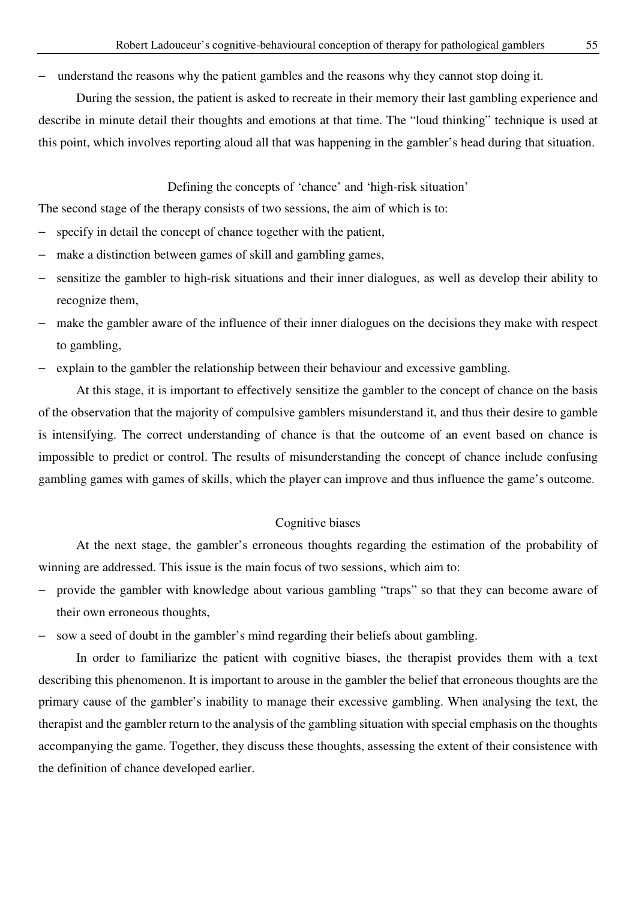- understand the reasons why the patient gambles and the reasons why they cannot stop doing it.

During the session, the patient is asked to recreate in their memory their last gambling experience and describe in minute detail their thoughts and emotions at that time. The "loud thinking" technique is used at this point, which involves reporting aloud all that was happening in the gambler's head during that situation.

### Defining the concepts of 'chance' and 'high-risk situation'

The second stage of the therapy consists of two sessions, the aim of which is to:

- specify in detail the concept of chance together with the patient,
- make a distinction between games of skill and gambling games,
- sensitize the gambler to high-risk situations and their inner dialogues, as well as develop their ability to recognize them,
- make the gambler aware of the influence of their inner dialogues on the decisions they make with respect to gambling,
- explain to the gambler the relationship between their behaviour and excessive gambling.

At this stage, it is important to effectively sensitize the gambler to the concept of chance on the basis of the observation that the majority of compulsive gamblers misunderstand it, and thus their desire to gamble is intensifying. The correct understanding of chance is that the outcome of an event based on chance is impossible to predict or control. The results of misunderstanding the concept of chance include confusing gambling games with games of skills, which the player can improve and thus influence the game's outcome.

### Cognitive biases

At the next stage, the gambler's erroneous thoughts regarding the estimation of the probability of winning are addressed. This issue is the main focus of two sessions, which aim to:

- provide the gambler with knowledge about various gambling "traps" so that they can become aware of their own erroneous thoughts,
- sow a seed of doubt in the gambler's mind regarding their beliefs about gambling.

In order to familiarize the patient with cognitive biases, the therapist provides them with a text describing this phenomenon. It is important to arouse in the gambler the belief that erroneous thoughts are the primary cause of the gambler's inability to manage their excessive gambling. When analysing the text, the therapist and the gambler return to the analysis of the gambling situation with special emphasis on the thoughts accompanying the game. Together, they discuss these thoughts, assessing the extent of their consistence with the definition of chance developed earlier.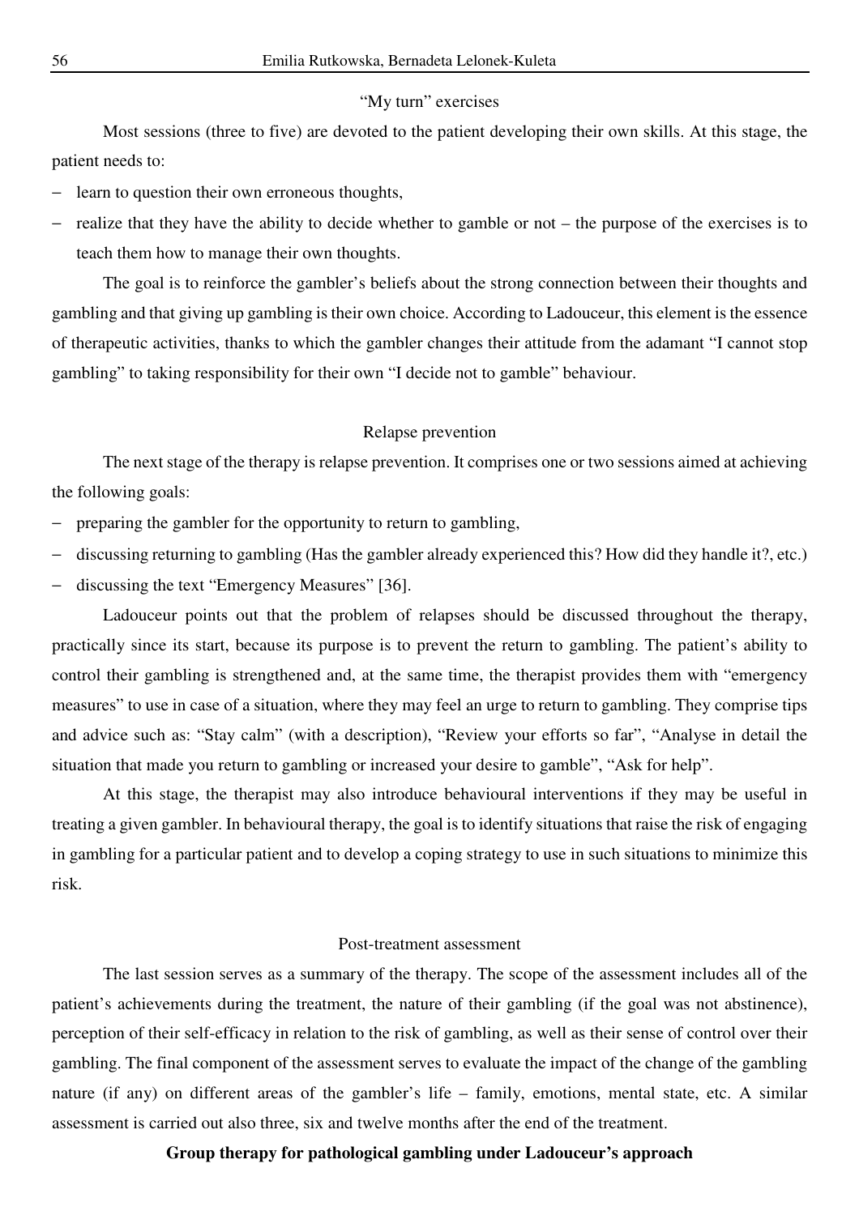### "My turn" exercises

Most sessions (three to five) are devoted to the patient developing their own skills. At this stage, the patient needs to:

- learn to question their own erroneous thoughts,
- realize that they have the ability to decide whether to gamble or not – the purpose of the exercises is to teach them how to manage their own thoughts.

The goal is to reinforce the gambler's beliefs about the strong connection between their thoughts and gambling and that giving up gambling is their own choice. According to Ladouceur, this element is the essence of therapeutic activities, thanks to which the gambler changes their attitude from the adamant "I cannot stop gambling" to taking responsibility for their own "I decide not to gamble" behaviour.

### Relapse prevention

The next stage of the therapy is relapse prevention. It comprises one or two sessions aimed at achieving the following goals:

- preparing the gambler for the opportunity to return to gambling,
- discussing returning to gambling (Has the gambler already experienced this? How did they handle it?, etc.)
- discussing the text "Emergency Measures" [36].

Ladouceur points out that the problem of relapses should be discussed throughout the therapy, practically since its start, because its purpose is to prevent the return to gambling. The patient's ability to control their gambling is strengthened and, at the same time, the therapist provides them with "emergency measures" to use in case of a situation, where they may feel an urge to return to gambling. They comprise tips and advice such as: "Stay calm" (with a description), "Review your efforts so far", "Analyse in detail the situation that made you return to gambling or increased your desire to gamble", "Ask for help".

At this stage, the therapist may also introduce behavioural interventions if they may be useful in treating a given gambler. In behavioural therapy, the goal is to identify situations that raise the risk of engaging in gambling for a particular patient and to develop a coping strategy to use in such situations to minimize this risk.

### Post-treatment assessment

The last session serves as a summary of the therapy. The scope of the assessment includes all of the patient's achievements during the treatment, the nature of their gambling (if the goal was not abstinence), perception of their self-efficacy in relation to the risk of gambling, as well as their sense of control over their gambling. The final component of the assessment serves to evaluate the impact of the change of the gambling nature (if any) on different areas of the gambler's life – family, emotions, mental state, etc. A similar assessment is carried out also three, six and twelve months after the end of the treatment.

## Group therapy for pathological gambling under Ladouceur's approach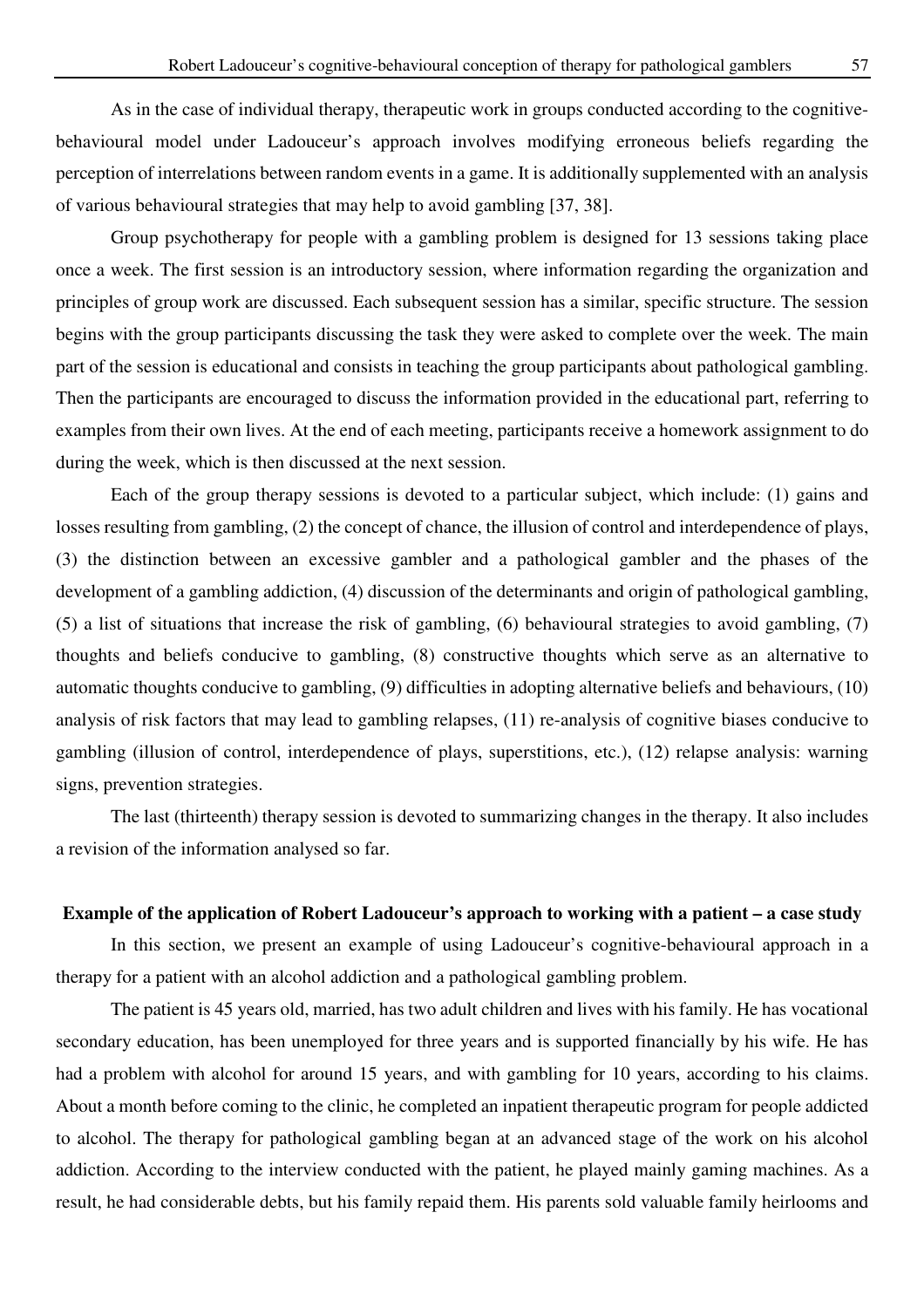As in the case of individual therapy, therapeutic work in groups conducted according to the cognitive-behavioural model under Ladouceur's approach involves modifying erroneous beliefs regarding the perception of interrelations between random events in a game. It is additionally supplemented with an analysis of various behavioural strategies that may help to avoid gambling [37, 38].

Group psychotherapy for people with a gambling problem is designed for 13 sessions taking place once a week. The first session is an introductory session, where information regarding the organization and principles of group work are discussed. Each subsequent session has a similar, specific structure. The session begins with the group participants discussing the task they were asked to complete over the week. The main part of the session is educational and consists in teaching the group participants about pathological gambling. Then the participants are encouraged to discuss the information provided in the educational part, referring to examples from their own lives. At the end of each meeting, participants receive a homework assignment to do during the week, which is then discussed at the next session.

Each of the group therapy sessions is devoted to a particular subject, which include: (1) gains and losses resulting from gambling, (2) the concept of chance, the illusion of control and interdependence of plays, (3) the distinction between an excessive gambler and a pathological gambler and the phases of the development of a gambling addiction, (4) discussion of the determinants and origin of pathological gambling, (5) a list of situations that increase the risk of gambling, (6) behavioural strategies to avoid gambling, (7) thoughts and beliefs conducive to gambling, (8) constructive thoughts which serve as an alternative to automatic thoughts conducive to gambling, (9) difficulties in adopting alternative beliefs and behaviours, (10) analysis of risk factors that may lead to gambling relapses, (11) re-analysis of cognitive biases conducive to gambling (illusion of control, interdependence of plays, superstitions, etc.), (12) relapse analysis: warning signs, prevention strategies.

The last (thirteenth) therapy session is devoted to summarizing changes in the therapy. It also includes a revision of the information analysed so far.

## Example of the application of Robert Ladouceur's approach to working with a patient – a case study

In this section, we present an example of using Ladouceur's cognitive-behavioural approach in a therapy for a patient with an alcohol addiction and a pathological gambling problem.

The patient is 45 years old, married, has two adult children and lives with his family. He has vocational secondary education, has been unemployed for three years and is supported financially by his wife. He has had a problem with alcohol for around 15 years, and with gambling for 10 years, according to his claims. About a month before coming to the clinic, he completed an inpatient therapeutic program for people addicted to alcohol. The therapy for pathological gambling began at an advanced stage of the work on his alcohol addiction. According to the interview conducted with the patient, he played mainly gaming machines. As a result, he had considerable debts, but his family repaid them. His parents sold valuable family heirlooms and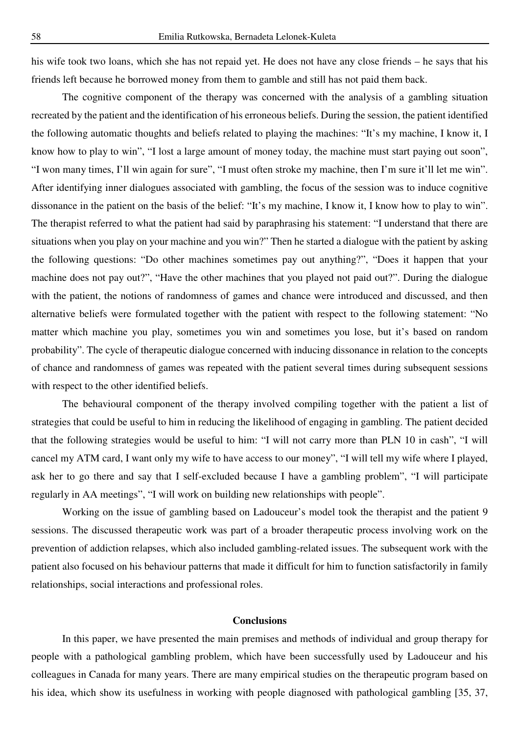his wife took two loans, which she has not repaid yet. He does not have any close friends – he says that his friends left because he borrowed money from them to gamble and still has not paid them back.

The cognitive component of the therapy was concerned with the analysis of a gambling situation recreated by the patient and the identification of his erroneous beliefs. During the session, the patient identified the following automatic thoughts and beliefs related to playing the machines: "It's my machine, I know it, I know how to play to win", "I lost a large amount of money today, the machine must start paying out soon", "I won many times, I'll win again for sure", "I must often stroke my machine, then I'm sure it'll let me win". After identifying inner dialogues associated with gambling, the focus of the session was to induce cognitive dissonance in the patient on the basis of the belief: "It's my machine, I know it, I know how to play to win". The therapist referred to what the patient had said by paraphrasing his statement: "I understand that there are situations when you play on your machine and you win?" Then he started a dialogue with the patient by asking the following questions: "Do other machines sometimes pay out anything?", "Does it happen that your machine does not pay out?", "Have the other machines that you played not paid out?". During the dialogue with the patient, the notions of randomness of games and chance were introduced and discussed, and then alternative beliefs were formulated together with the patient with respect to the following statement: "No matter which machine you play, sometimes you win and sometimes you lose, but it's based on random probability". The cycle of therapeutic dialogue concerned with inducing dissonance in relation to the concepts of chance and randomness of games was repeated with the patient several times during subsequent sessions with respect to the other identified beliefs.

The behavioural component of the therapy involved compiling together with the patient a list of strategies that could be useful to him in reducing the likelihood of engaging in gambling. The patient decided that the following strategies would be useful to him: "I will not carry more than PLN 10 in cash", "I will cancel my ATM card, I want only my wife to have access to our money", "I will tell my wife where I played, ask her to go there and say that I self-excluded because I have a gambling problem", "I will participate regularly in AA meetings", "I will work on building new relationships with people".

Working on the issue of gambling based on Ladouceur's model took the therapist and the patient 9 sessions. The discussed therapeutic work was part of a broader therapeutic process involving work on the prevention of addiction relapses, which also included gambling-related issues. The subsequent work with the patient also focused on his behaviour patterns that made it difficult for him to function satisfactorily in family relationships, social interactions and professional roles.

## Conclusions

In this paper, we have presented the main premises and methods of individual and group therapy for people with a pathological gambling problem, which have been successfully used by Ladouceur and his colleagues in Canada for many years. There are many empirical studies on the therapeutic program based on his idea, which show its usefulness in working with people diagnosed with pathological gambling [35, 37,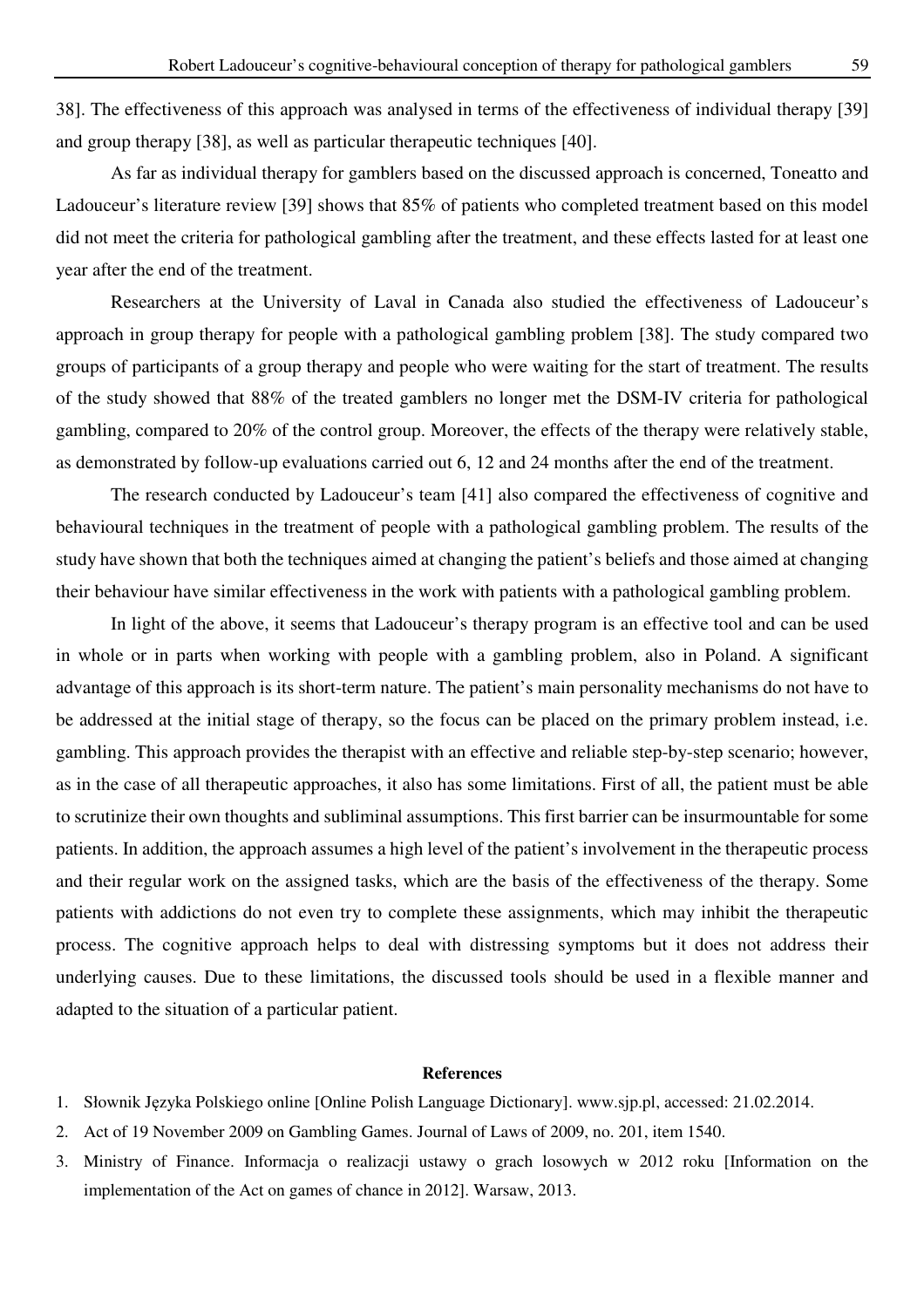38]. The effectiveness of this approach was analysed in terms of the effectiveness of individual therapy [39] and group therapy [38], as well as particular therapeutic techniques [40].

As far as individual therapy for gamblers based on the discussed approach is concerned, Toneatto and Ladouceur's literature review [39] shows that 85% of patients who completed treatment based on this model did not meet the criteria for pathological gambling after the treatment, and these effects lasted for at least one year after the end of the treatment.

Researchers at the University of Laval in Canada also studied the effectiveness of Ladouceur's approach in group therapy for people with a pathological gambling problem [38]. The study compared two groups of participants of a group therapy and people who were waiting for the start of treatment. The results of the study showed that 88% of the treated gamblers no longer met the DSM-IV criteria for pathological gambling, compared to 20% of the control group. Moreover, the effects of the therapy were relatively stable, as demonstrated by follow-up evaluations carried out 6, 12 and 24 months after the end of the treatment.

The research conducted by Ladouceur's team [41] also compared the effectiveness of cognitive and behavioural techniques in the treatment of people with a pathological gambling problem. The results of the study have shown that both the techniques aimed at changing the patient's beliefs and those aimed at changing their behaviour have similar effectiveness in the work with patients with a pathological gambling problem.

In light of the above, it seems that Ladouceur's therapy program is an effective tool and can be used in whole or in parts when working with people with a gambling problem, also in Poland. A significant advantage of this approach is its short-term nature. The patient's main personality mechanisms do not have to be addressed at the initial stage of therapy, so the focus can be placed on the primary problem instead, i.e. gambling. This approach provides the therapist with an effective and reliable step-by-step scenario; however, as in the case of all therapeutic approaches, it also has some limitations. First of all, the patient must be able to scrutinize their own thoughts and subliminal assumptions. This first barrier can be insurmountable for some patients. In addition, the approach assumes a high level of the patient's involvement in the therapeutic process and their regular work on the assigned tasks, which are the basis of the effectiveness of the therapy. Some patients with addictions do not even try to complete these assignments, which may inhibit the therapeutic process. The cognitive approach helps to deal with distressing symptoms but it does not address their underlying causes. Due to these limitations, the discussed tools should be used in a flexible manner and adapted to the situation of a particular patient.

## References

1. Słownik Języka Polskiego online [Online Polish Language Dictionary]. www.sjp.pl, accessed: 21.02.2014.
2. Act of 19 November 2009 on Gambling Games. Journal of Laws of 2009, no. 201, item 1540.
3. Ministry of Finance. Informacja o realizacji ustawy o grach losowych w 2012 roku [Information on the implementation of the Act on games of chance in 2012]. Warsaw, 2013.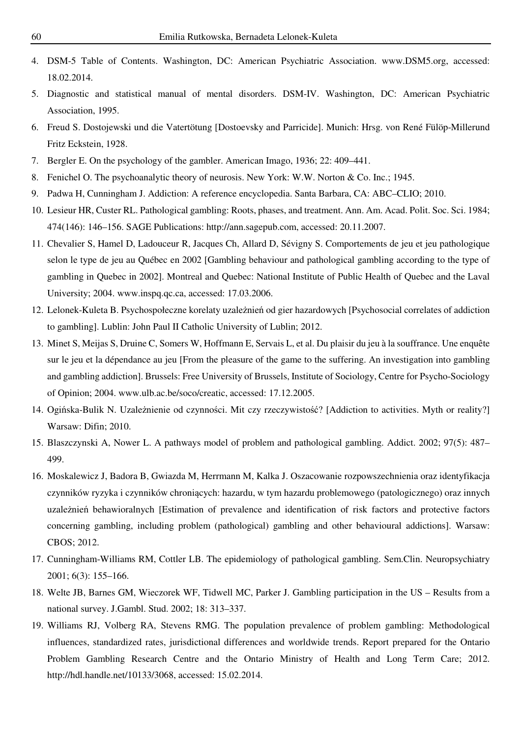4. DSM-5 Table of Contents. Washington, DC: American Psychiatric Association. www.DSM5.org, accessed: 18.02.2014.
5. Diagnostic and statistical manual of mental disorders. DSM-IV. Washington, DC: American Psychiatric Association, 1995.
6. Freud S. Dostojewski und die Vatertötung [Dostoevsky and Parricide]. Munich: Hrsg. von René Fülöp-Millerund Fritz Eckstein, 1928.
7. Bergler E. On the psychology of the gambler. American Imago, 1936; 22: 409–441.
8. Fenichel O. The psychoanalytic theory of neurosis. New York: W.W. Norton & Co. Inc.; 1945.
9. Padwa H, Cunningham J. Addiction: A reference encyclopedia. Santa Barbara, CA: ABC–CLIO; 2010.
10. Lesieur HR, Custer RL. Pathological gambling: Roots, phases, and treatment. Ann. Am. Acad. Polit. Soc. Sci. 1984; 474(146): 146–156. SAGE Publications: http://ann.sagepub.com, accessed: 20.11.2007.
11. Chevalier S, Hamel D, Ladouceur R, Jacques Ch, Allard D, Sévigny S. Comportements de jeu et jeu pathologique selon le type de jeu au Québec en 2002 [Gambling behaviour and pathological gambling according to the type of gambling in Quebec in 2002]. Montreal and Quebec: National Institute of Public Health of Quebec and the Laval University; 2004. www.inspq.qc.ca, accessed: 17.03.2006.
12. Lelonek-Kuleta B. Psychospołeczne korelaty uzależnień od gier hazardowych [Psychosocial correlates of addiction to gambling]. Lublin: John Paul II Catholic University of Lublin; 2012.
13. Minet S, Meijas S, Druine C, Somers W, Hoffmann E, Servais L, et al. Du plaisir du jeu à la souffrance. Une enquête sur le jeu et la dépendance au jeu [From the pleasure of the game to the suffering. An investigation into gambling and gambling addiction]. Brussels: Free University of Brussels, Institute of Sociology, Centre for Psycho-Sociology of Opinion; 2004. www.ulb.ac.be/soco/creatic, accessed: 17.12.2005.
14. Ogińska-Bulik N. Uzależnienie od czynności. Mit czy rzeczywistość? [Addiction to activities. Myth or reality?] Warsaw: Difin; 2010.
15. Blaszczynski A, Nower L. A pathways model of problem and pathological gambling. Addict. 2002; 97(5): 487–499.
16. Moskalewicz J, Badora B, Gwiazda M, Herrmann M, Kalka J. Oszacowanie rozpowszechnienia oraz identyfikacja czynników ryzyka i czynników chroniących: hazardu, w tym hazardu problemowego (patologicznego) oraz innych uzależnień behawioralnych [Estimation of prevalence and identification of risk factors and protective factors concerning gambling, including problem (pathological) gambling and other behavioural addictions]. Warsaw: CBOS; 2012.
17. Cunningham-Williams RM, Cottler LB. The epidemiology of pathological gambling. Sem.Clin. Neuropsychiatry 2001; 6(3): 155–166.
18. Welte JB, Barnes GM, Wieczorek WF, Tidwell MC, Parker J. Gambling participation in the US – Results from a national survey. J.Gambl. Stud. 2002; 18: 313–337.
19. Williams RJ, Volberg RA, Stevens RMG. The population prevalence of problem gambling: Methodological influences, standardized rates, jurisdictional differences and worldwide trends. Report prepared for the Ontario Problem Gambling Research Centre and the Ontario Ministry of Health and Long Term Care; 2012. http://hdl.handle.net/10133/3068, accessed: 15.02.2014.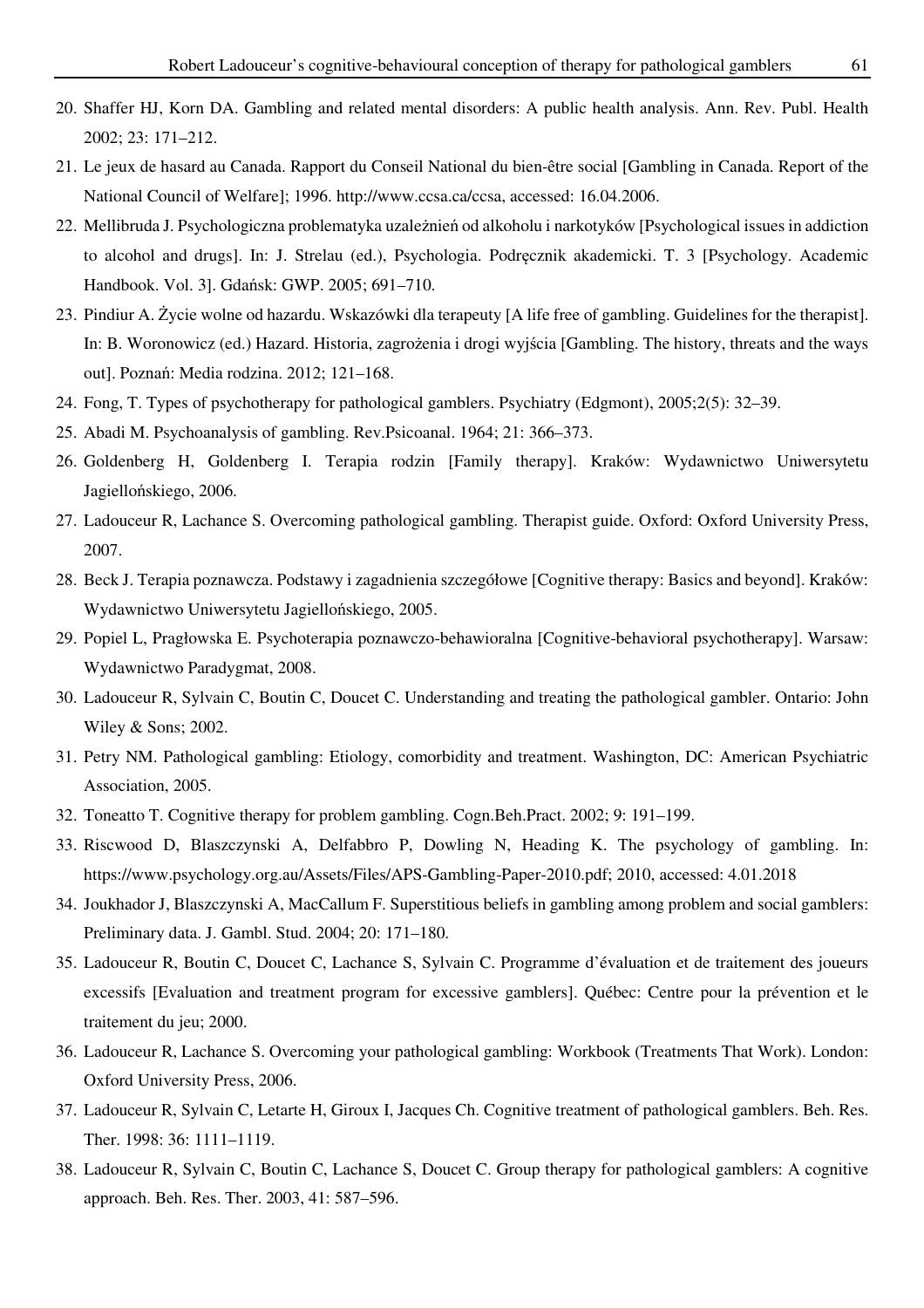20. Shaffer HJ, Korn DA. Gambling and related mental disorders: A public health analysis. Ann. Rev. Publ. Health 2002; 23: 171–212.
21. Le jeux de hasard au Canada. Rapport du Conseil National du bien-être social [Gambling in Canada. Report of the National Council of Welfare]; 1996. http://www.ccsa.ca/ccsa, accessed: 16.04.2006.
22. Mellibruda J. Psychologiczna problematyka uzależnień od alkoholu i narkotyków [Psychological issues in addiction to alcohol and drugs]. In: J. Strelau (ed.), Psychologia. Podręcznik akademicki. T. 3 [Psychology. Academic Handbook. Vol. 3]. Gdańsk: GWP. 2005; 691–710.
23. Pindiur A. Życie wolne od hazardu. Wskazówki dla terapeuty [A life free of gambling. Guidelines for the therapist]. In: B. Woronowicz (ed.) Hazard. Historia, zagrożenia i drogi wyjścia [Gambling. The history, threats and the ways out]. Poznań: Media rodzina. 2012; 121–168.
24. Fong, T. Types of psychotherapy for pathological gamblers. Psychiatry (Edgmont), 2005;2(5): 32–39.
25. Abadi M. Psychoanalysis of gambling. Rev.Psicoanal. 1964; 21: 366–373.
26. Goldenberg H, Goldenberg I. Terapia rodzin [Family therapy]. Kraków: Wydawnictwo Uniwersytetu Jagiellońskiego, 2006.
27. Ladouceur R, Lachance S. Overcoming pathological gambling. Therapist guide. Oxford: Oxford University Press, 2007.
28. Beck J. Terapia poznawcza. Podstawy i zagadnienia szczegółowe [Cognitive therapy: Basics and beyond]. Kraków: Wydawnictwo Uniwersytetu Jagiellońskiego, 2005.
29. Popiel L, Pragłowska E. Psychoterapia poznawczo-behawioralna [Cognitive-behavioral psychotherapy]. Warsaw: Wydawnictwo Paradygmat, 2008.
30. Ladouceur R, Sylvain C, Boutin C, Doucet C. Understanding and treating the pathological gambler. Ontario: John Wiley & Sons; 2002.
31. Petry NM. Pathological gambling: Etiology, comorbidity and treatment. Washington, DC: American Psychiatric Association, 2005.
32. Toneatto T. Cognitive therapy for problem gambling. Cogn.Beh.Pract. 2002; 9: 191–199.
33. Riscwood D, Blaszczynski A, Delfabbro P, Dowling N, Heading K. The psychology of gambling. In: https://www.psychology.org.au/Assets/Files/APS-Gambling-Paper-2010.pdf; 2010, accessed: 4.01.2018
34. Joukhador J, Blaszczynski A, MacCallum F. Superstitious beliefs in gambling among problem and social gamblers: Preliminary data. J. Gambl. Stud. 2004; 20: 171–180.
35. Ladouceur R, Boutin C, Doucet C, Lachance S, Sylvain C. Programme d'évaluation et de traitement des joueurs excessifs [Evaluation and treatment program for excessive gamblers]. Québec: Centre pour la prévention et le traitement du jeu; 2000.
36. Ladouceur R, Lachance S. Overcoming your pathological gambling: Workbook (Treatments That Work). London: Oxford University Press, 2006.
37. Ladouceur R, Sylvain C, Letarte H, Giroux I, Jacques Ch. Cognitive treatment of pathological gamblers. Beh. Res. Ther. 1998: 36: 1111–1119.
38. Ladouceur R, Sylvain C, Boutin C, Lachance S, Doucet C. Group therapy for pathological gamblers: A cognitive approach. Beh. Res. Ther. 2003, 41: 587–596.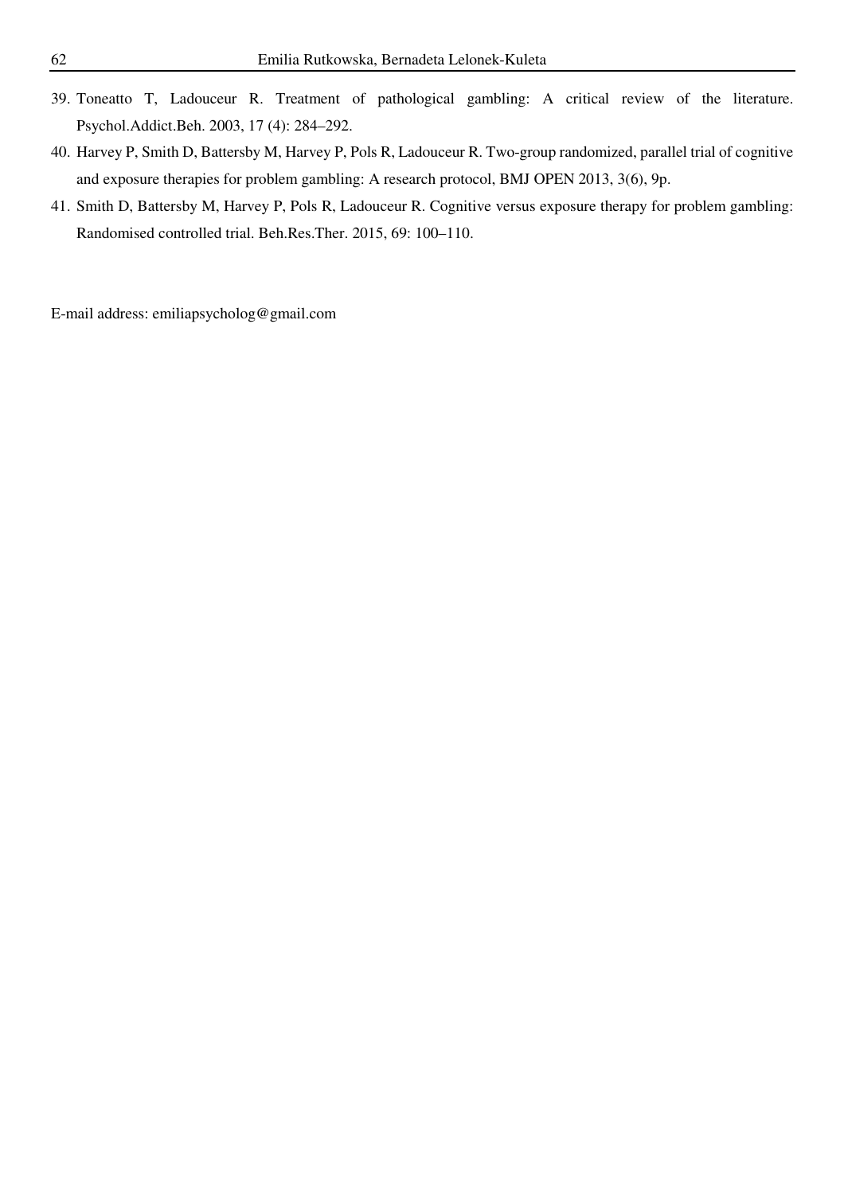39. Toneatto T, Ladouceur R. Treatment of pathological gambling: A critical review of the literature. Psychol.Addict.Beh. 2003, 17 (4): 284–292.
40. Harvey P, Smith D, Battersby M, Harvey P, Pols R, Ladouceur R. Two-group randomized, parallel trial of cognitive and exposure therapies for problem gambling: A research protocol, BMJ OPEN 2013, 3(6), 9p.
41. Smith D, Battersby M, Harvey P, Pols R, Ladouceur R. Cognitive versus exposure therapy for problem gambling: Randomised controlled trial. Beh.Res.Ther. 2015, 69: 100–110.

E-mail address: emiliapsycholog@gmail.com